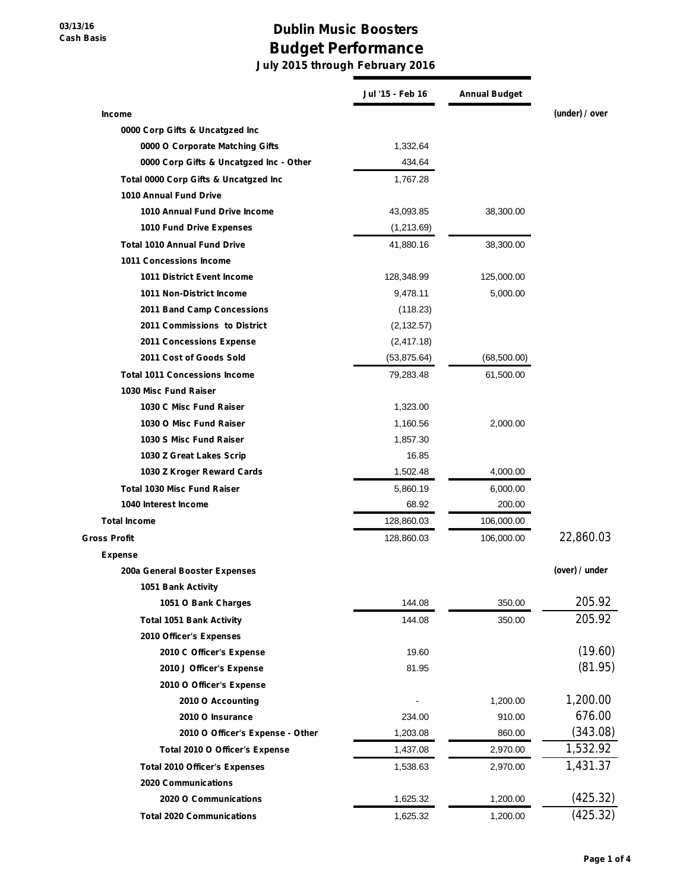03/13/16
Cash Basis

# Dublin Music Boosters
## Budget Performance
### July 2015 through February 2016

| | Jul '15 - Feb 16 | Annual Budget | |
|---|---|---|---|
| **Income** | | | **(under) / over** |
| 0000 Corp Gifts & Uncatgzed Inc | | | |
| 0000 O Corporate Matching Gifts | 1,332.64 | | |
| 0000 Corp Gifts & Uncatgzed Inc - Other | 434.64 | | |
| Total 0000 Corp Gifts & Uncatgzed Inc | 1,767.28 | | |
| 1010 Annual Fund Drive | | | |
| 1010 Annual Fund Drive Income | 43,093.85 | 38,300.00 | |
| 1010 Fund Drive Expenses | (1,213.69) | | |
| Total 1010 Annual Fund Drive | 41,880.16 | 38,300.00 | |
| 1011 Concessions Income | | | |
| 1011 District Event Income | 128,348.99 | 125,000.00 | |
| 1011 Non-District Income | 9,478.11 | 5,000.00 | |
| 2011 Band Camp Concessions | (118.23) | | |
| 2011 Commissions to District | (2,132.57) | | |
| 2011 Concessions Expense | (2,417.18) | | |
| 2011 Cost of Goods Sold | (53,875.64) | (68,500.00) | |
| Total 1011 Concessions Income | 79,283.48 | 61,500.00 | |
| 1030 Misc Fund Raiser | | | |
| 1030 C Misc Fund Raiser | 1,323.00 | | |
| 1030 O Misc Fund Raiser | 1,160.56 | 2,000.00 | |
| 1030 S Misc Fund Raiser | 1,857.30 | | |
| 1030 Z Great Lakes Scrip | 16.85 | | |
| 1030 Z Kroger Reward Cards | 1,502.48 | 4,000.00 | |
| Total 1030 Misc Fund Raiser | 5,860.19 | 6,000.00 | |
| 1040 Interest Income | 68.92 | 200.00 | |
| **Total Income** | 128,860.03 | 106,000.00 | |
| **Gross Profit** | 128,860.03 | 106,000.00 | 22,860.03 |
| **Expense** | | | |
| 200a General Booster Expenses | | | **(over) / under** |
| 1051 Bank Activity | | | |
| 1051 O Bank Charges | 144.08 | 350.00 | 205.92 |
| Total 1051 Bank Activity | 144.08 | 350.00 | 205.92 |
| 2010 Officer's Expenses | | | |
| 2010 C Officer's Expense | 19.60 | | (19.60) |
| 2010 J Officer's Expense | 81.95 | | (81.95) |
| 2010 O Officer's Expense | | | |
| 2010 O Accounting | - | 1,200.00 | 1,200.00 |
| 2010 O Insurance | 234.00 | 910.00 | 676.00 |
| 2010 O Officer's Expense - Other | 1,203.08 | 860.00 | (343.08) |
| Total 2010 O Officer's Expense | 1,437.08 | 2,970.00 | 1,532.92 |
| Total 2010 Officer's Expenses | 1,538.63 | 2,970.00 | 1,431.37 |
| 2020 Communications | | | |
| 2020 O Communications | 1,625.32 | 1,200.00 | (425.32) |
| Total 2020 Communications | 1,625.32 | 1,200.00 | (425.32) |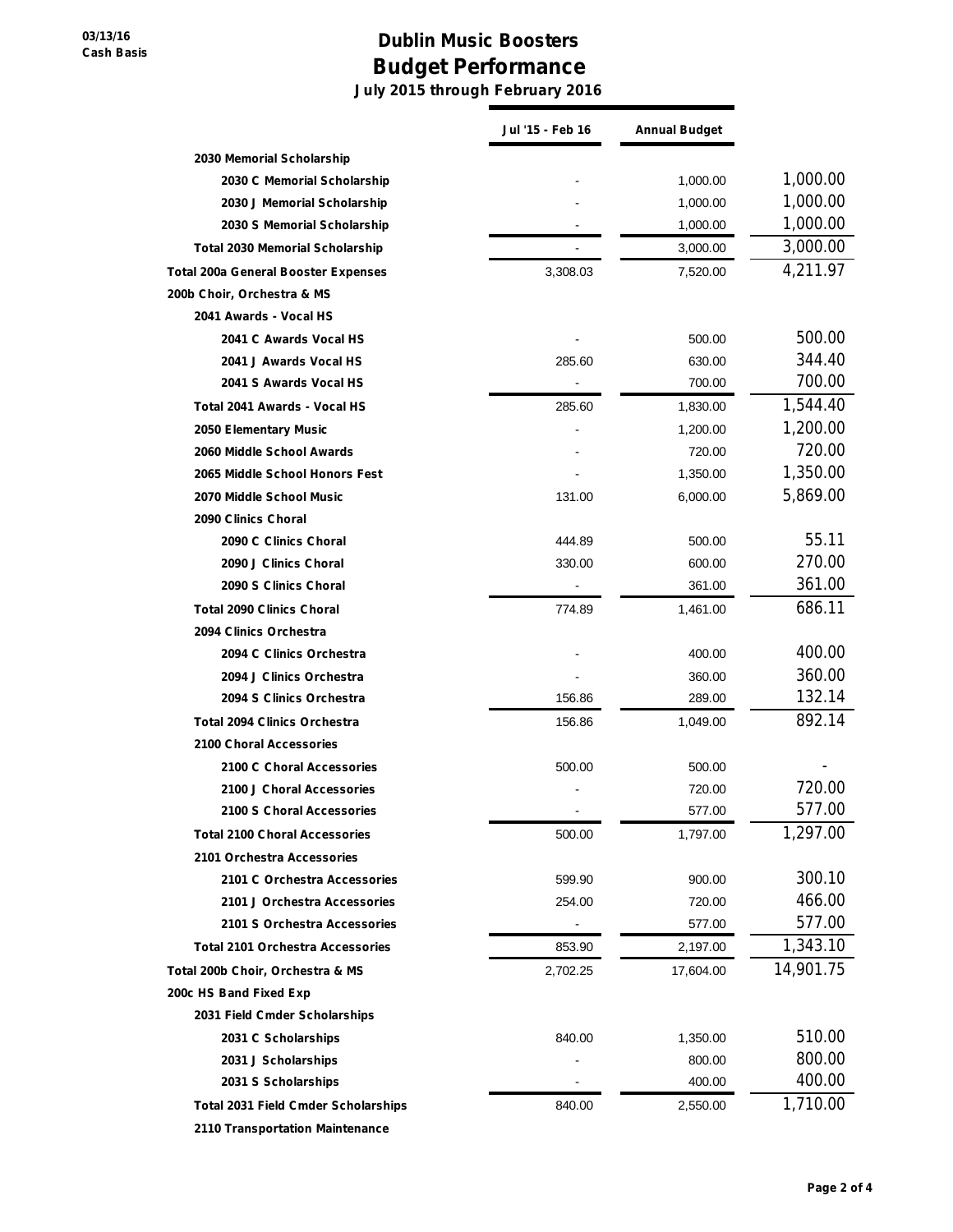# Dublin Music Boosters

## Budget Performance

**July 2015 through February 2016**

03/13/16
Cash Basis

| | Jul '15 - Feb 16 | Annual Budget | |
|---|---|---|---|
| **2030 Memorial Scholarship** | | | |
| 2030 C Memorial Scholarship | - | 1,000.00 | 1,000.00 |
| 2030 J Memorial Scholarship | - | 1,000.00 | 1,000.00 |
| 2030 S Memorial Scholarship | - | 1,000.00 | 1,000.00 |
| **Total 2030 Memorial Scholarship** | - | 3,000.00 | 3,000.00 |
| **Total 200a General Booster Expenses** | 3,308.03 | 7,520.00 | 4,211.97 |
| **200b Choir, Orchestra & MS** | | | |
| **2041 Awards - Vocal HS** | | | |
| 2041 C Awards Vocal HS | - | 500.00 | 500.00 |
| 2041 J Awards Vocal HS | 285.60 | 630.00 | 344.40 |
| 2041 S Awards Vocal HS | - | 700.00 | 700.00 |
| **Total 2041 Awards - Vocal HS** | 285.60 | 1,830.00 | 1,544.40 |
| 2050 Elementary Music | - | 1,200.00 | 1,200.00 |
| 2060 Middle School Awards | - | 720.00 | 720.00 |
| 2065 Middle School Honors Fest | - | 1,350.00 | 1,350.00 |
| 2070 Middle School Music | 131.00 | 6,000.00 | 5,869.00 |
| **2090 Clinics Choral** | | | |
| 2090 C Clinics Choral | 444.89 | 500.00 | 55.11 |
| 2090 J Clinics Choral | 330.00 | 600.00 | 270.00 |
| 2090 S Clinics Choral | - | 361.00 | 361.00 |
| **Total 2090 Clinics Choral** | 774.89 | 1,461.00 | 686.11 |
| **2094 Clinics Orchestra** | | | |
| 2094 C Clinics Orchestra | - | 400.00 | 400.00 |
| 2094 J Clinics Orchestra | - | 360.00 | 360.00 |
| 2094 S Clinics Orchestra | 156.86 | 289.00 | 132.14 |
| **Total 2094 Clinics Orchestra** | 156.86 | 1,049.00 | 892.14 |
| **2100 Choral Accessories** | | | |
| 2100 C Choral Accessories | 500.00 | 500.00 | - |
| 2100 J Choral Accessories | - | 720.00 | 720.00 |
| 2100 S Choral Accessories | - | 577.00 | 577.00 |
| **Total 2100 Choral Accessories** | 500.00 | 1,797.00 | 1,297.00 |
| **2101 Orchestra Accessories** | | | |
| 2101 C Orchestra Accessories | 599.90 | 900.00 | 300.10 |
| 2101 J Orchestra Accessories | 254.00 | 720.00 | 466.00 |
| 2101 S Orchestra Accessories | - | 577.00 | 577.00 |
| **Total 2101 Orchestra Accessories** | 853.90 | 2,197.00 | 1,343.10 |
| **Total 200b Choir, Orchestra & MS** | 2,702.25 | 17,604.00 | 14,901.75 |
| **200c HS Band Fixed Exp** | | | |
| **2031 Field Cmder Scholarships** | | | |
| 2031 C Scholarships | 840.00 | 1,350.00 | 510.00 |
| 2031 J Scholarships | - | 800.00 | 800.00 |
| 2031 S Scholarships | - | 400.00 | 400.00 |
| **Total 2031 Field Cmder Scholarships** | 840.00 | 2,550.00 | 1,710.00 |
| **2110 Transportation Maintenance** | | | |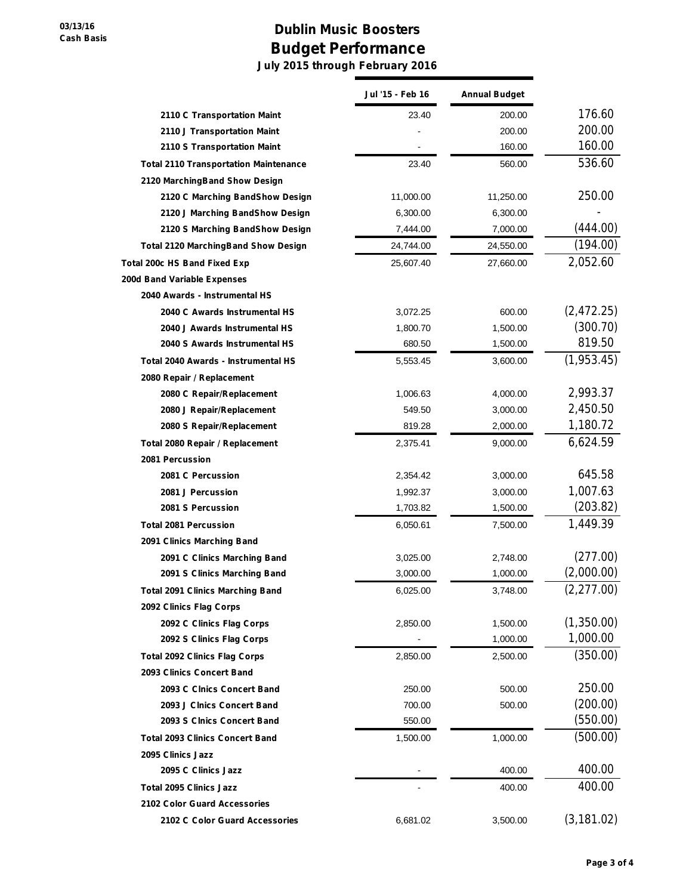03/13/16
Cash Basis

# Dublin Music Boosters
## Budget Performance
### July 2015 through February 2016

| | Jul '15 - Feb 16 | Annual Budget | |
|---|---|---|---|
| 2110 C Transportation Maint | 23.40 | 200.00 | 176.60 |
| 2110 J Transportation Maint | - | 200.00 | 200.00 |
| 2110 S Transportation Maint | - | 160.00 | 160.00 |
| Total 2110 Transportation Maintenance | 23.40 | 560.00 | 536.60 |
| 2120 MarchingBand Show Design | | | |
| 2120 C Marching BandShow Design | 11,000.00 | 11,250.00 | 250.00 |
| 2120 J Marching BandShow Design | 6,300.00 | 6,300.00 | - |
| 2120 S Marching BandShow Design | 7,444.00 | 7,000.00 | (444.00) |
| Total 2120 MarchingBand Show Design | 24,744.00 | 24,550.00 | (194.00) |
| Total 200c HS Band Fixed Exp | 25,607.40 | 27,660.00 | 2,052.60 |
| 200d Band Variable Expenses | | | |
| 2040 Awards - Instrumental HS | | | |
| 2040 C Awards Instrumental HS | 3,072.25 | 600.00 | (2,472.25) |
| 2040 J Awards Instrumental HS | 1,800.70 | 1,500.00 | (300.70) |
| 2040 S Awards Instrumental HS | 680.50 | 1,500.00 | 819.50 |
| Total 2040 Awards - Instrumental HS | 5,553.45 | 3,600.00 | (1,953.45) |
| 2080 Repair / Replacement | | | |
| 2080 C Repair/Replacement | 1,006.63 | 4,000.00 | 2,993.37 |
| 2080 J Repair/Replacement | 549.50 | 3,000.00 | 2,450.50 |
| 2080 S Repair/Replacement | 819.28 | 2,000.00 | 1,180.72 |
| Total 2080 Repair / Replacement | 2,375.41 | 9,000.00 | 6,624.59 |
| 2081 Percussion | | | |
| 2081 C Percussion | 2,354.42 | 3,000.00 | 645.58 |
| 2081 J Percussion | 1,992.37 | 3,000.00 | 1,007.63 |
| 2081 S Percussion | 1,703.82 | 1,500.00 | (203.82) |
| Total 2081 Percussion | 6,050.61 | 7,500.00 | 1,449.39 |
| 2091 Clinics Marching Band | | | |
| 2091 C Clinics Marching Band | 3,025.00 | 2,748.00 | (277.00) |
| 2091 S Clinics Marching Band | 3,000.00 | 1,000.00 | (2,000.00) |
| Total 2091 Clinics Marching Band | 6,025.00 | 3,748.00 | (2,277.00) |
| 2092 Clinics Flag Corps | | | |
| 2092 C Clinics Flag Corps | 2,850.00 | 1,500.00 | (1,350.00) |
| 2092 S Clinics Flag Corps | - | 1,000.00 | 1,000.00 |
| Total 2092 Clinics Flag Corps | 2,850.00 | 2,500.00 | (350.00) |
| 2093 Clinics Concert Band | | | |
| 2093 C Clnics Concert Band | 250.00 | 500.00 | 250.00 |
| 2093 J Clnics Concert Band | 700.00 | 500.00 | (200.00) |
| 2093 S Clnics Concert Band | 550.00 | | (550.00) |
| Total 2093 Clinics Concert Band | 1,500.00 | 1,000.00 | (500.00) |
| 2095 Clinics Jazz | | | |
| 2095 C Clinics Jazz | - | 400.00 | 400.00 |
| Total 2095 Clinics Jazz | - | 400.00 | 400.00 |
| 2102 Color Guard Accessories | | | |
| 2102 C Color Guard Accessories | 6,681.02 | 3,500.00 | (3,181.02) |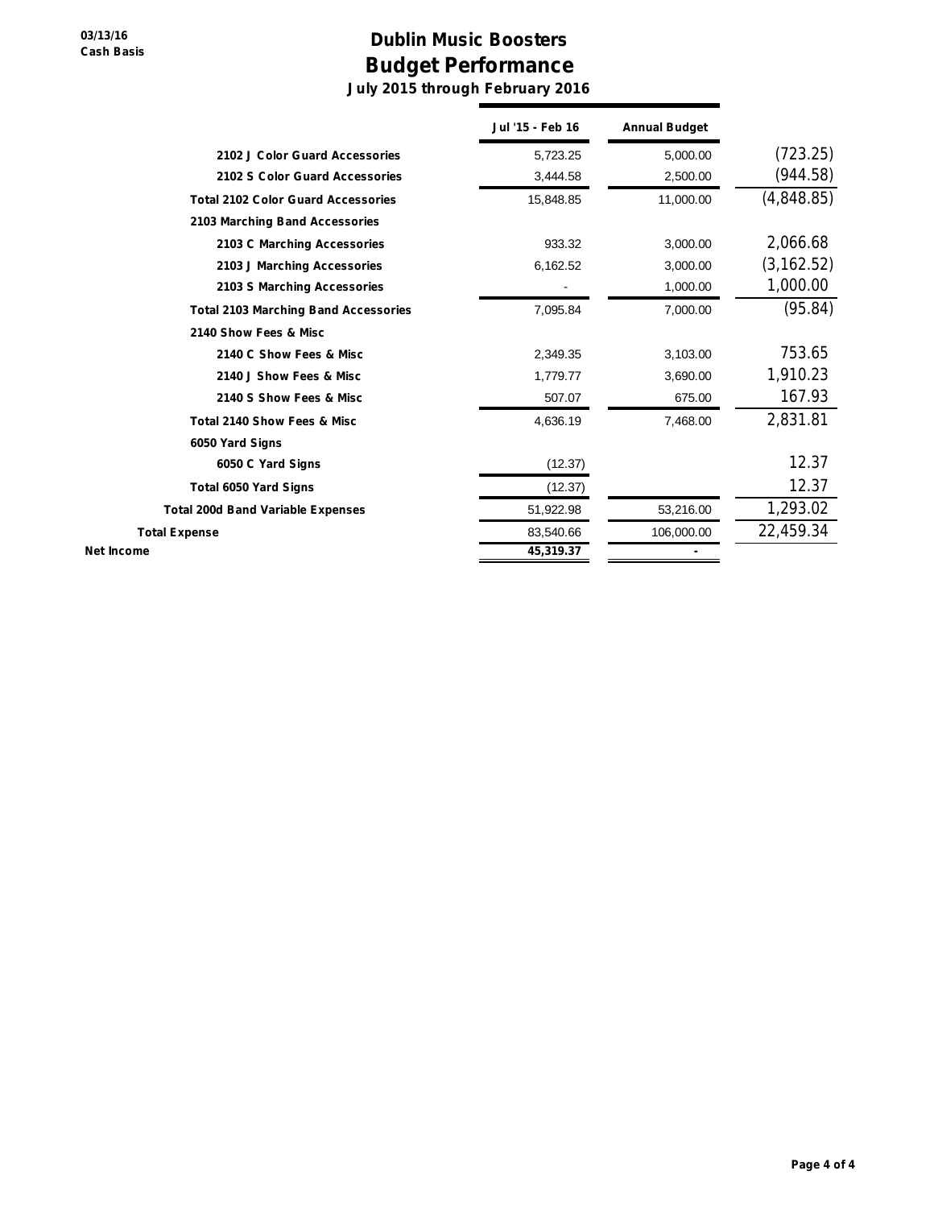03/13/16
Cash Basis

# Dublin Music Boosters
## Budget Performance
### July 2015 through February 2016

| | Jul '15 - Feb 16 | Annual Budget | |
|---|---|---|---|
| 2102 J Color Guard Accessories | 5,723.25 | 5,000.00 | (723.25) |
| 2102 S Color Guard Accessories | 3,444.58 | 2,500.00 | (944.58) |
| Total 2102 Color Guard Accessories | 15,848.85 | 11,000.00 | (4,848.85) |
| 2103 Marching Band Accessories | | | |
| 2103 C Marching Accessories | 933.32 | 3,000.00 | 2,066.68 |
| 2103 J Marching Accessories | 6,162.52 | 3,000.00 | (3,162.52) |
| 2103 S Marching Accessories | - | 1,000.00 | 1,000.00 |
| Total 2103 Marching Band Accessories | 7,095.84 | 7,000.00 | (95.84) |
| 2140 Show Fees & Misc | | | |
| 2140 C Show Fees & Misc | 2,349.35 | 3,103.00 | 753.65 |
| 2140 J Show Fees & Misc | 1,779.77 | 3,690.00 | 1,910.23 |
| 2140 S Show Fees & Misc | 507.07 | 675.00 | 167.93 |
| Total 2140 Show Fees & Misc | 4,636.19 | 7,468.00 | 2,831.81 |
| 6050 Yard Signs | | | |
| 6050 C Yard Signs | (12.37) | | 12.37 |
| Total 6050 Yard Signs | (12.37) | | 12.37 |
| Total 200d Band Variable Expenses | 51,922.98 | 53,216.00 | 1,293.02 |
| Total Expense | 83,540.66 | 106,000.00 | 22,459.34 |
| Net Income | 45,319.37 | - | |